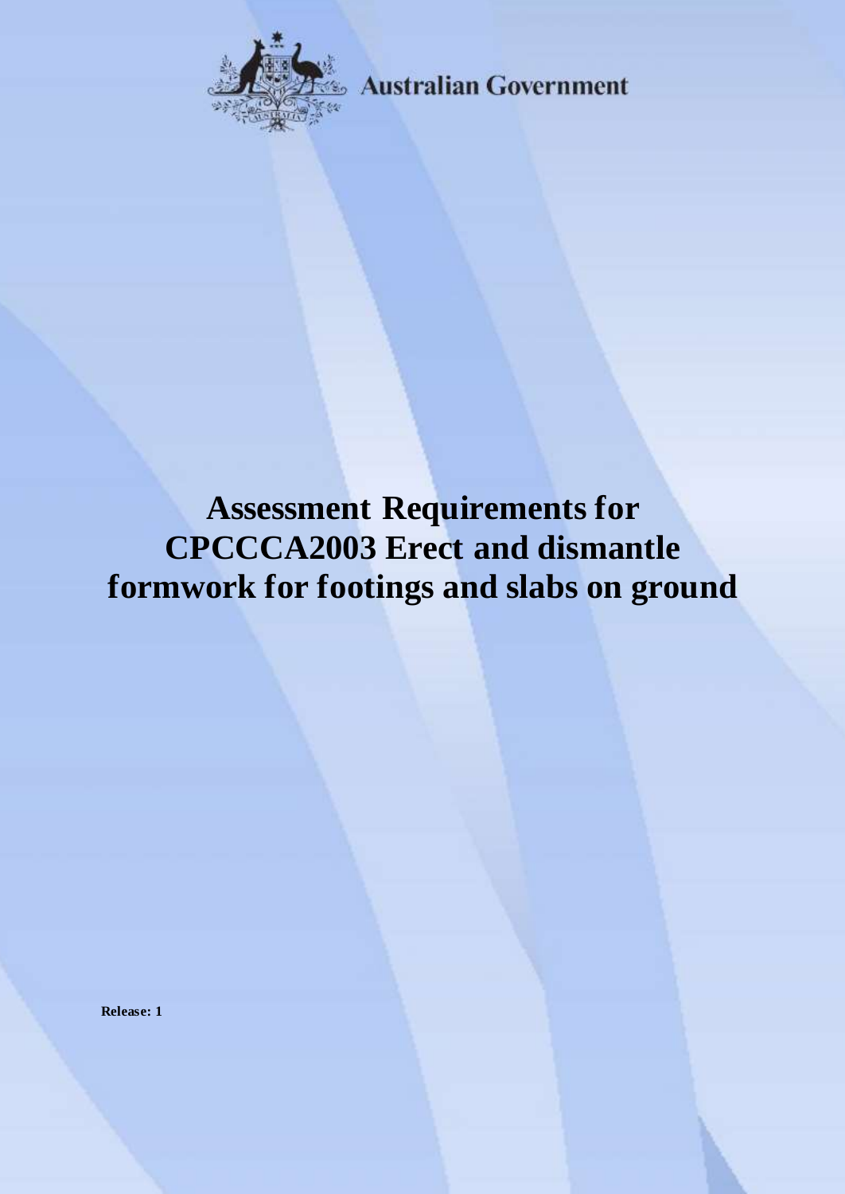Australian Government

# Assessment Requirements for CPCCCA2003 Erect and dismantle formwork for footings and slabs on ground

**Release: 1**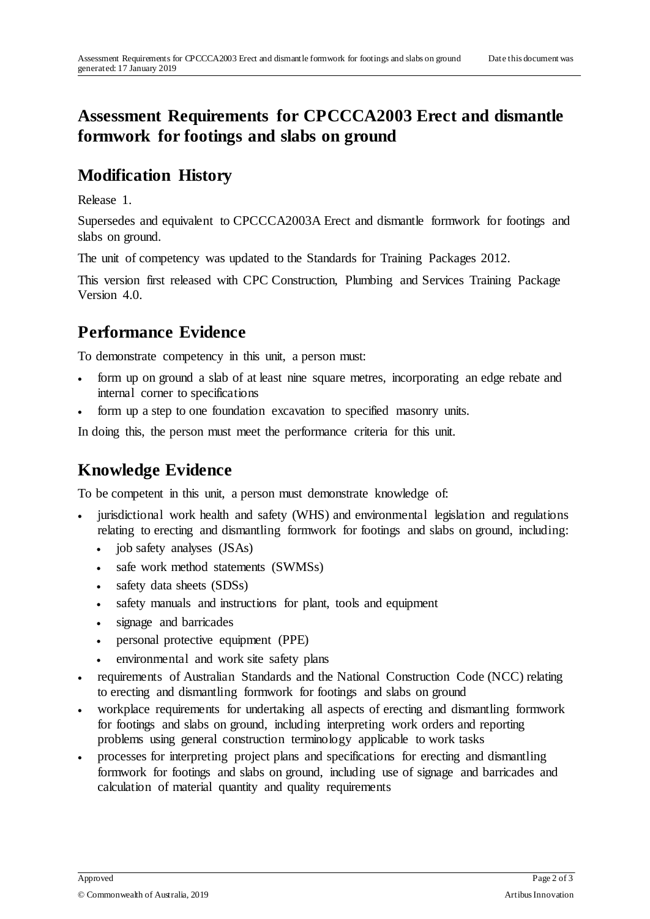# Assessment Requirements for CPCCCA2003 Erect and dismantle formwork for footings and slabs on ground

## Modification History

Release 1.

Supersedes and equivalent to CPCCCA2003A Erect and dismantle formwork for footings and slabs on ground.

The unit of competency was updated to the Standards for Training Packages 2012.

This version first released with CPC Construction, Plumbing and Services Training Package Version 4.0.

## Performance Evidence

To demonstrate competency in this unit, a person must:

- form up on ground a slab of at least nine square metres, incorporating an edge rebate and internal corner to specifications
- form up a step to one foundation excavation to specified masonry units.

In doing this, the person must meet the performance criteria for this unit.

## Knowledge Evidence

To be competent in this unit, a person must demonstrate knowledge of:

- jurisdictional work health and safety (WHS) and environmental legislation and regulations relating to erecting and dismantling formwork for footings and slabs on ground, including:
  - job safety analyses (JSAs)
  - safe work method statements (SWMSs)
  - safety data sheets (SDSs)
  - safety manuals and instructions for plant, tools and equipment
  - signage and barricades
  - personal protective equipment (PPE)
  - environmental and work site safety plans
- requirements of Australian Standards and the National Construction Code (NCC) relating to erecting and dismantling formwork for footings and slabs on ground
- workplace requirements for undertaking all aspects of erecting and dismantling formwork for footings and slabs on ground, including interpreting work orders and reporting problems using general construction terminology applicable to work tasks
- processes for interpreting project plans and specifications for erecting and dismantling formwork for footings and slabs on ground, including use of signage and barricades and calculation of material quantity and quality requirements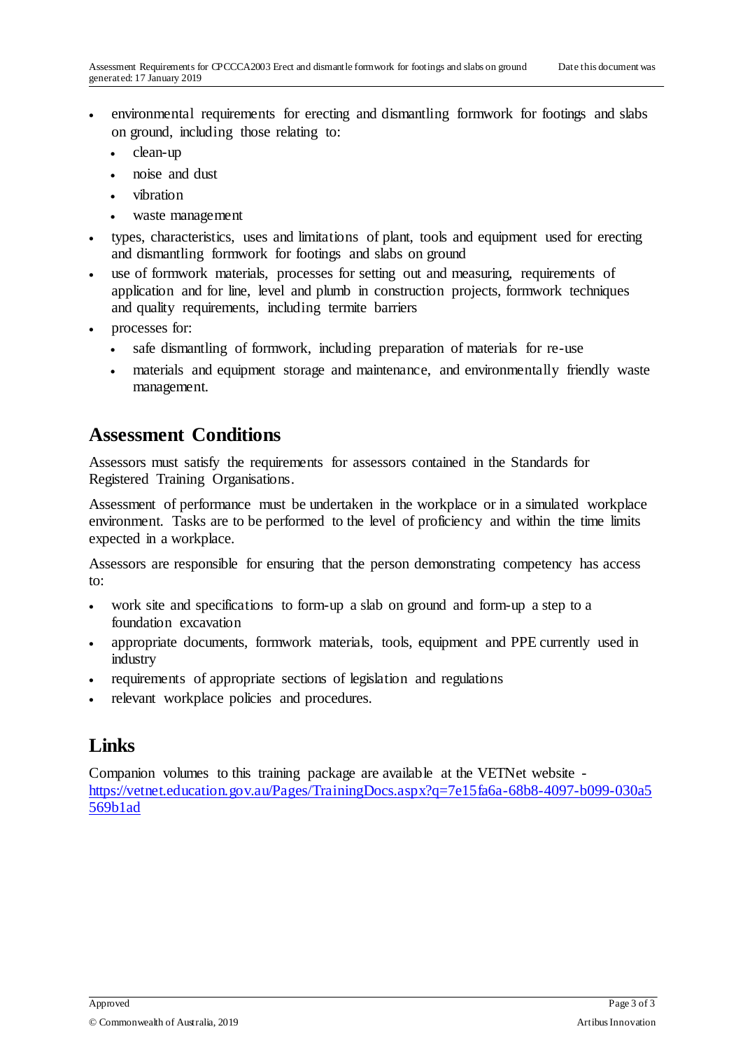- environmental requirements for erecting and dismantling formwork for footings and slabs on ground, including those relating to:
  - clean-up
  - noise and dust
  - vibration
  - waste management
- types, characteristics, uses and limitations of plant, tools and equipment used for erecting and dismantling formwork for footings and slabs on ground
- use of formwork materials, processes for setting out and measuring, requirements of application and for line, level and plumb in construction projects, formwork techniques and quality requirements, including termite barriers
- processes for:
  - safe dismantling of formwork, including preparation of materials for re-use
  - materials and equipment storage and maintenance, and environmentally friendly waste management.

## Assessment Conditions

Assessors must satisfy the requirements for assessors contained in the Standards for Registered Training Organisations.

Assessment of performance must be undertaken in the workplace or in a simulated workplace environment. Tasks are to be performed to the level of proficiency and within the time limits expected in a workplace.

Assessors are responsible for ensuring that the person demonstrating competency has access to:

- work site and specifications to form-up a slab on ground and form-up a step to a foundation excavation
- appropriate documents, formwork materials, tools, equipment and PPE currently used in industry
- requirements of appropriate sections of legislation and regulations
- relevant workplace policies and procedures.

## Links

Companion volumes to this training package are available at the VETNet website - https://vetnet.education.gov.au/Pages/TrainingDocs.aspx?q=7e15fa6a-68b8-4097-b099-030a5569b1ad